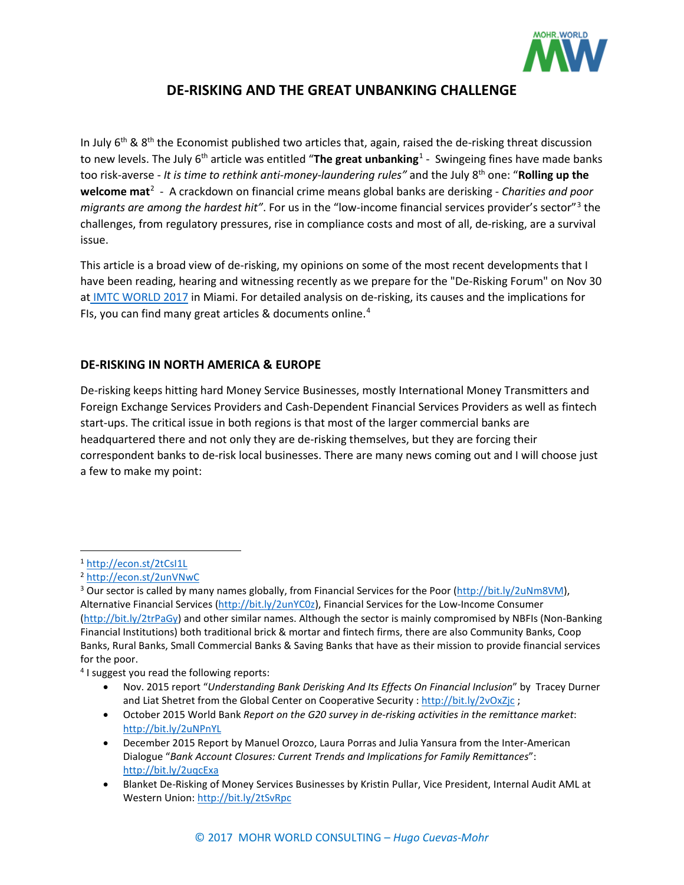# DE-RISKING AND THE GREAT UNBANKING CHALLENGE

In July 6th & 8th the Economist published two articles that, again, raised the de-risking threat discussion to new levels. The July 6th article was entitled "**The great unbanking**[1] - Swingeing fines have made banks too risk-averse - *It is time to rethink anti-money-laundering rules"* and the July 8th one: "**Rolling up the welcome mat**[2] - A crackdown on financial crime means global banks are derisking - *Charities and poor migrants are among the hardest hit"*. For us in the "low-income financial services provider's sector"[3] the challenges, from regulatory pressures, rise in compliance costs and most of all, de-risking, are a survival issue.

This article is a broad view of de-risking, my opinions on some of the most recent developments that I have been reading, hearing and witnessing recently as we prepare for the "De-Risking Forum" on Nov 30 at IMTC WORLD 2017 in Miami. For detailed analysis on de-risking, its causes and the implications for FIs, you can find many great articles & documents online.[4]

## DE-RISKING IN NORTH AMERICA & EUROPE

De-risking keeps hitting hard Money Service Businesses, mostly International Money Transmitters and Foreign Exchange Services Providers and Cash-Dependent Financial Services Providers as well as fintech start-ups. The critical issue in both regions is that most of the larger commercial banks are headquartered there and not only they are de-risking themselves, but they are forcing their correspondent banks to de-risk local businesses. There are many news coming out and I will choose just a few to make my point:

---

[1] http://econ.st/2tCsI1L

[2] http://econ.st/2unVNwC

[3] Our sector is called by many names globally, from Financial Services for the Poor (http://bit.ly/2uNm8VM), Alternative Financial Services (http://bit.ly/2unYC0z), Financial Services for the Low-Income Consumer (http://bit.ly/2trPaGy) and other similar names. Although the sector is mainly compromised by NBFIs (Non-Banking Financial Institutions) both traditional brick & mortar and fintech firms, there are also Community Banks, Coop Banks, Rural Banks, Small Commercial Banks & Saving Banks that have as their mission to provide financial services for the poor.

[4] I suggest you read the following reports:

- Nov. 2015 report "*Understanding Bank Derisking And Its Effects On Financial Inclusion*" by Tracey Durner and Liat Shetret from the Global Center on Cooperative Security : http://bit.ly/2vOxZjc ;
- October 2015 World Bank *Report on the G20 survey in de-risking activities in the remittance market*: http://bit.ly/2uNPnYL
- December 2015 Report by Manuel Orozco, Laura Porras and Julia Yansura from the Inter-American Dialogue "*Bank Account Closures: Current Trends and Implications for Family Remittances*": http://bit.ly/2uqcExa
- Blanket De-Risking of Money Services Businesses by Kristin Pullar, Vice President, Internal Audit AML at Western Union: http://bit.ly/2tSvRpc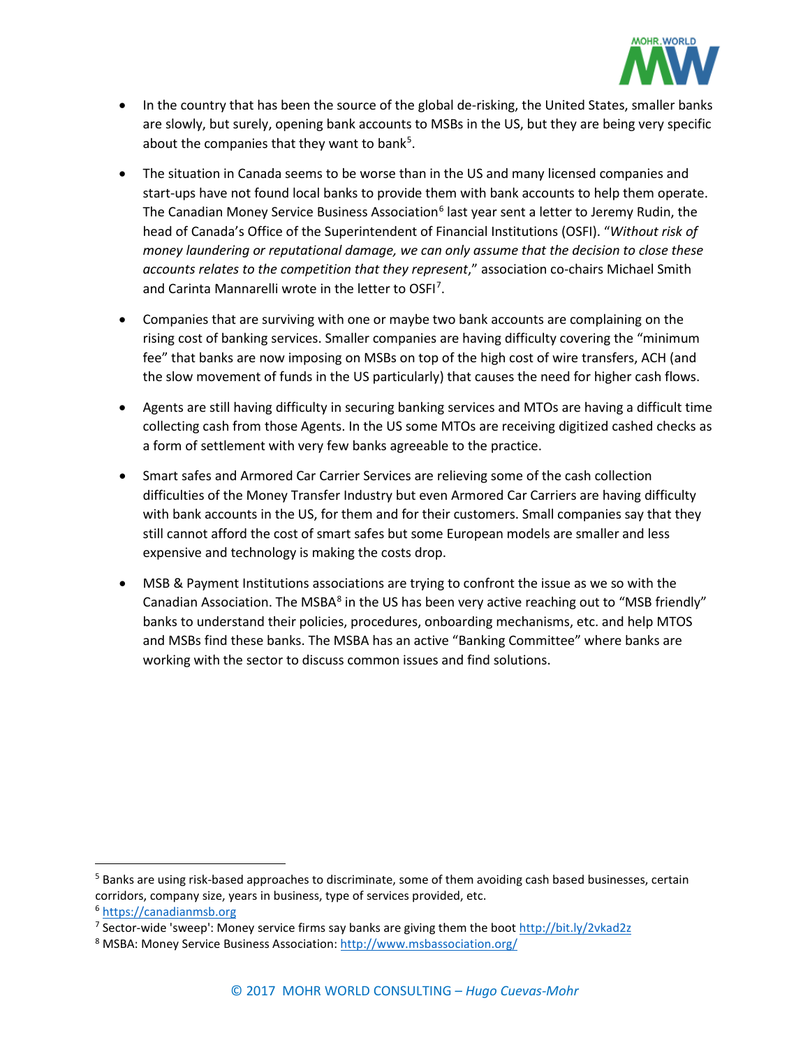- In the country that has been the source of the global de-risking, the United States, smaller banks are slowly, but surely, opening bank accounts to MSBs in the US, but they are being very specific about the companies that they want to bank[5].

- The situation in Canada seems to be worse than in the US and many licensed companies and start-ups have not found local banks to provide them with bank accounts to help them operate. The Canadian Money Service Business Association[6] last year sent a letter to Jeremy Rudin, the head of Canada's Office of the Superintendent of Financial Institutions (OSFI). "*Without risk of money laundering or reputational damage, we can only assume that the decision to close these accounts relates to the competition that they represent*," association co-chairs Michael Smith and Carinta Mannarelli wrote in the letter to OSFI[7].

- Companies that are surviving with one or maybe two bank accounts are complaining on the rising cost of banking services. Smaller companies are having difficulty covering the "minimum fee" that banks are now imposing on MSBs on top of the high cost of wire transfers, ACH (and the slow movement of funds in the US particularly) that causes the need for higher cash flows.

- Agents are still having difficulty in securing banking services and MTOs are having a difficult time collecting cash from those Agents. In the US some MTOs are receiving digitized cashed checks as a form of settlement with very few banks agreeable to the practice.

- Smart safes and Armored Car Carrier Services are relieving some of the cash collection difficulties of the Money Transfer Industry but even Armored Car Carriers are having difficulty with bank accounts in the US, for them and for their customers. Small companies say that they still cannot afford the cost of smart safes but some European models are smaller and less expensive and technology is making the costs drop.

- MSB & Payment Institutions associations are trying to confront the issue as we so with the Canadian Association. The MSBA[8] in the US has been very active reaching out to "MSB friendly" banks to understand their policies, procedures, onboarding mechanisms, etc. and help MTOS and MSBs find these banks. The MSBA has an active "Banking Committee" where banks are working with the sector to discuss common issues and find solutions.

---

[5] Banks are using risk-based approaches to discriminate, some of them avoiding cash based businesses, certain corridors, company size, years in business, type of services provided, etc.

[6] https://canadianmsb.org

[7] Sector-wide 'sweep': Money service firms say banks are giving them the boot http://bit.ly/2vkad2z

[8] MSBA: Money Service Business Association: http://www.msbassociation.org/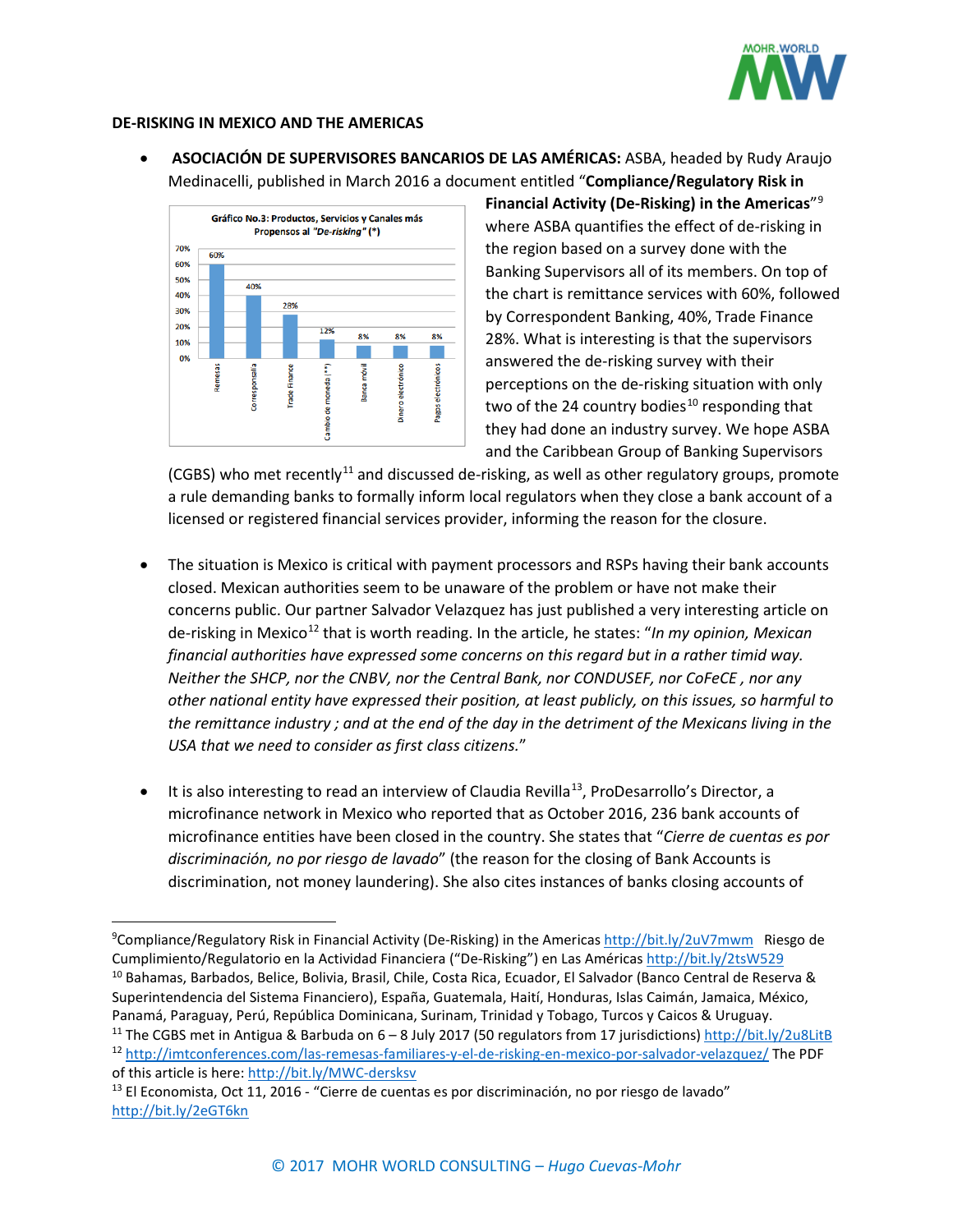**DE-RISKING IN MEXICO AND THE AMERICAS**

- **ASOCIACIÓN DE SUPERVISORES BANCARIOS DE LAS AMÉRICAS:** ASBA, headed by Rudy Araujo Medinacelli, published in March 2016 a document entitled "**Compliance/Regulatory Risk in Financial Activity (De-Risking) in the Americas**"[9] where ASBA quantifies the effect of de-risking in the region based on a survey done with the Banking Supervisors all of its members. On top of the chart is remittance services with 60%, followed by Correspondent Banking, 40%, Trade Finance 28%. What is interesting is that the supervisors answered the de-risking survey with their perceptions on the de-risking situation with only two of the 24 country bodies[10] responding that they had done an industry survey. We hope ASBA and the Caribbean Group of Banking Supervisors (CGBS) who met recently[11] and discussed de-risking, as well as other regulatory groups, promote a rule demanding banks to formally inform local regulators when they close a bank account of a licensed or registered financial services provider, informing the reason for the closure.

**Gráfico No.3: Productos, Servicios y Canales más Propensos al *"De-risking"* (*)**

| Remesas | Corresponsalía | Trade Finance | Cambio de moneda (**) | Banca móvil | Dinero electrónico | Pagos electrónicos |
|---|---|---|---|---|---|---|
| 60% | 40% | 28% | 12% | 8% | 8% | 8% |

- The situation is Mexico is critical with payment processors and RSPs having their bank accounts closed. Mexican authorities seem to be unaware of the problem or have not make their concerns public. Our partner Salvador Velazquez has just published a very interesting article on de-risking in Mexico[12] that is worth reading. In the article, he states: "*In my opinion, Mexican financial authorities have expressed some concerns on this regard but in a rather timid way. Neither the SHCP, nor the CNBV, nor the Central Bank, nor CONDUSEF, nor CoFeCE , nor any other national entity have expressed their position, at least publicly, on this issues, so harmful to the remittance industry ; and at the end of the day in the detriment of the Mexicans living in the USA that we need to consider as first class citizens.*"

- It is also interesting to read an interview of Claudia Revilla[13], ProDesarrollo's Director, a microfinance network in Mexico who reported that as October 2016, 236 bank accounts of microfinance entities have been closed in the country. She states that "*Cierre de cuentas es por discriminación, no por riesgo de lavado*" (the reason for the closing of Bank Accounts is discrimination, not money laundering). She also cites instances of banks closing accounts of

---

[9] Compliance/Regulatory Risk in Financial Activity (De-Risking) in the Americas http://bit.ly/2uV7mwm Riesgo de Cumplimiento/Regulatorio en la Actividad Financiera ("De-Risking") en Las Américas http://bit.ly/2tsW529

[10] Bahamas, Barbados, Belice, Bolivia, Brasil, Chile, Costa Rica, Ecuador, El Salvador (Banco Central de Reserva & Superintendencia del Sistema Financiero), España, Guatemala, Haití, Honduras, Islas Caimán, Jamaica, México, Panamá, Paraguay, Perú, República Dominicana, Surinam, Trinidad y Tobago, Turcos y Caicos & Uruguay.

[11] The CGBS met in Antigua & Barbuda on 6 – 8 July 2017 (50 regulators from 17 jurisdictions) http://bit.ly/2u8LitB

[12] http://imtconferences.com/las-remesas-familiares-y-el-de-risking-en-mexico-por-salvador-velazquez/ The PDF of this article is here: http://bit.ly/MWC-dersksv

[13] El Economista, Oct 11, 2016 - "Cierre de cuentas es por discriminación, no por riesgo de lavado" http://bit.ly/2eGT6kn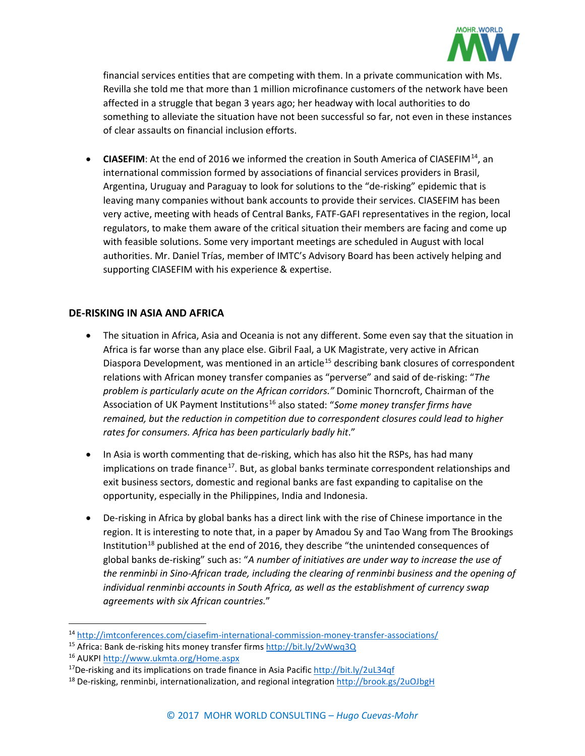financial services entities that are competing with them. In a private communication with Ms. Revilla she told me that more than 1 million microfinance customers of the network have been affected in a struggle that began 3 years ago; her headway with local authorities to do something to alleviate the situation have not been successful so far, not even in these instances of clear assaults on financial inclusion efforts.

- **CIASEFIM**: At the end of 2016 we informed the creation in South America of CIASEFIM[14], an international commission formed by associations of financial services providers in Brasil, Argentina, Uruguay and Paraguay to look for solutions to the "de-risking" epidemic that is leaving many companies without bank accounts to provide their services. CIASEFIM has been very active, meeting with heads of Central Banks, FATF-GAFI representatives in the region, local regulators, to make them aware of the critical situation their members are facing and come up with feasible solutions. Some very important meetings are scheduled in August with local authorities. Mr. Daniel Trías, member of IMTC's Advisory Board has been actively helping and supporting CIASEFIM with his experience & expertise.

### DE-RISKING IN ASIA AND AFRICA

- The situation in Africa, Asia and Oceania is not any different. Some even say that the situation in Africa is far worse than any place else. Gibril Faal, a UK Magistrate, very active in African Diaspora Development, was mentioned in an article[15] describing bank closures of correspondent relations with African money transfer companies as "perverse" and said of de-risking: "*The problem is particularly acute on the African corridors.*" Dominic Thorncroft, Chairman of the Association of UK Payment Institutions[16] also stated: "*Some money transfer firms have remained, but the reduction in competition due to correspondent closures could lead to higher rates for consumers. Africa has been particularly badly hit.*"

- In Asia is worth commenting that de-risking, which has also hit the RSPs, has had many implications on trade finance[17]. But, as global banks terminate correspondent relationships and exit business sectors, domestic and regional banks are fast expanding to capitalise on the opportunity, especially in the Philippines, India and Indonesia.

- De-risking in Africa by global banks has a direct link with the rise of Chinese importance in the region. It is interesting to note that, in a paper by Amadou Sy and Tao Wang from The Brookings Institution[18] published at the end of 2016, they describe "the unintended consequences of global banks de-risking" such as: "*A number of initiatives are under way to increase the use of the renminbi in Sino-African trade, including the clearing of renminbi business and the opening of individual renminbi accounts in South Africa, as well as the establishment of currency swap agreements with six African countries.*"

---

[14] http://imtconferences.com/ciasefim-international-commission-money-transfer-associations/

[15] Africa: Bank de-risking hits money transfer firms http://bit.ly/2vWwq3Q

[16] AUKPI http://www.ukmta.org/Home.aspx

[17] De-risking and its implications on trade finance in Asia Pacific http://bit.ly/2uL34qf

[18] De-risking, renminbi, internationalization, and regional integration http://brook.gs/2uOJbgH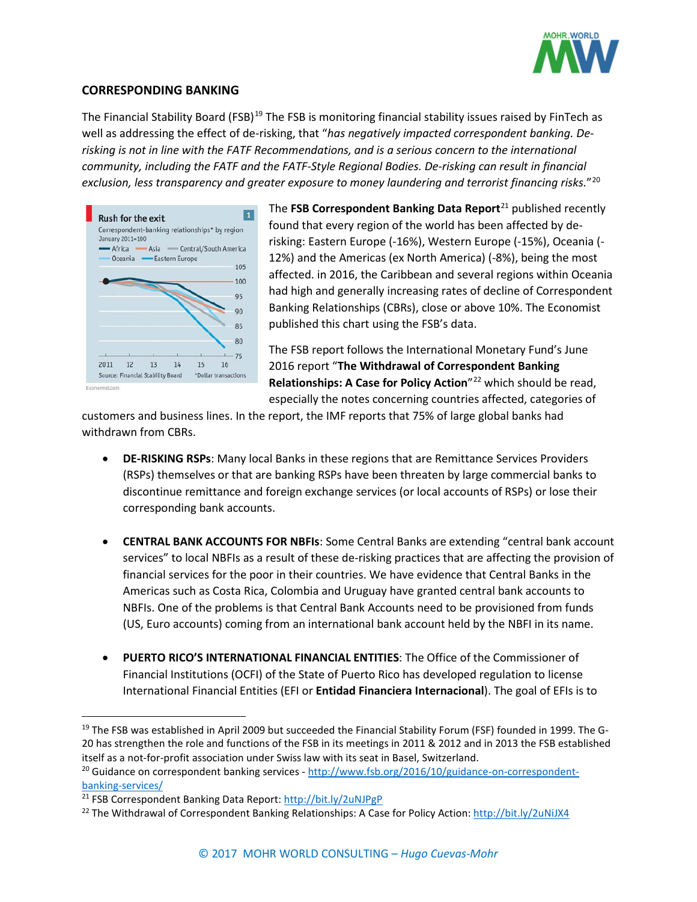## CORRESPONDING BANKING

The Financial Stability Board (FSB)[19] The FSB is monitoring financial stability issues raised by FinTech as well as addressing the effect of de-risking, that "*has negatively impacted correspondent banking. De-risking is not in line with the FATF Recommendations, and is a serious concern to the international community, including the FATF and the FATF-Style Regional Bodies. De-risking can result in financial exclusion, less transparency and greater exposure to money laundering and terrorist financing risks.*"[20]

The **FSB Correspondent Banking Data Report**[21] published recently found that every region of the world has been affected by de-risking: Eastern Europe (-16%), Western Europe (-15%), Oceania (-12%) and the Americas (ex North America) (-8%), being the most affected. in 2016, the Caribbean and several regions within Oceania had high and generally increasing rates of decline of Correspondent Banking Relationships (CBRs), close or above 10%. The Economist published this chart using the FSB's data.

The FSB report follows the International Monetary Fund's June 2016 report "**The Withdrawal of Correspondent Banking Relationships: A Case for Policy Action**"[22] which should be read, especially the notes concerning countries affected, categories of customers and business lines. In the report, the IMF reports that 75% of large global banks had withdrawn from CBRs.

- **DE-RISKING RSPs**: Many local Banks in these regions that are Remittance Services Providers (RSPs) themselves or that are banking RSPs have been threaten by large commercial banks to discontinue remittance and foreign exchange services (or local accounts of RSPs) or lose their corresponding bank accounts.

- **CENTRAL BANK ACCOUNTS FOR NBFIs**: Some Central Banks are extending "central bank account services" to local NBFIs as a result of these de-risking practices that are affecting the provision of financial services for the poor in their countries. We have evidence that Central Banks in the Americas such as Costa Rica, Colombia and Uruguay have granted central bank accounts to NBFIs. One of the problems is that Central Bank Accounts need to be provisioned from funds (US, Euro accounts) coming from an international bank account held by the NBFI in its name.

- **PUERTO RICO'S INTERNATIONAL FINANCIAL ENTITIES**: The Office of the Commissioner of Financial Institutions (OCFI) of the State of Puerto Rico has developed regulation to license International Financial Entities (EFI or **Entidad Financiera Internacional**). The goal of EFIs is to

---

[19] The FSB was established in April 2009 but succeeded the Financial Stability Forum (FSF) founded in 1999. The G-20 has strengthen the role and functions of the FSB in its meetings in 2011 & 2012 and in 2013 the FSB established itself as a not-for-profit association under Swiss law with its seat in Basel, Switzerland.

[20] Guidance on correspondent banking services - http://www.fsb.org/2016/10/guidance-on-correspondent-banking-services/

[21] FSB Correspondent Banking Data Report: http://bit.ly/2uNJPgP

[22] The Withdrawal of Correspondent Banking Relationships: A Case for Policy Action: http://bit.ly/2uNiJX4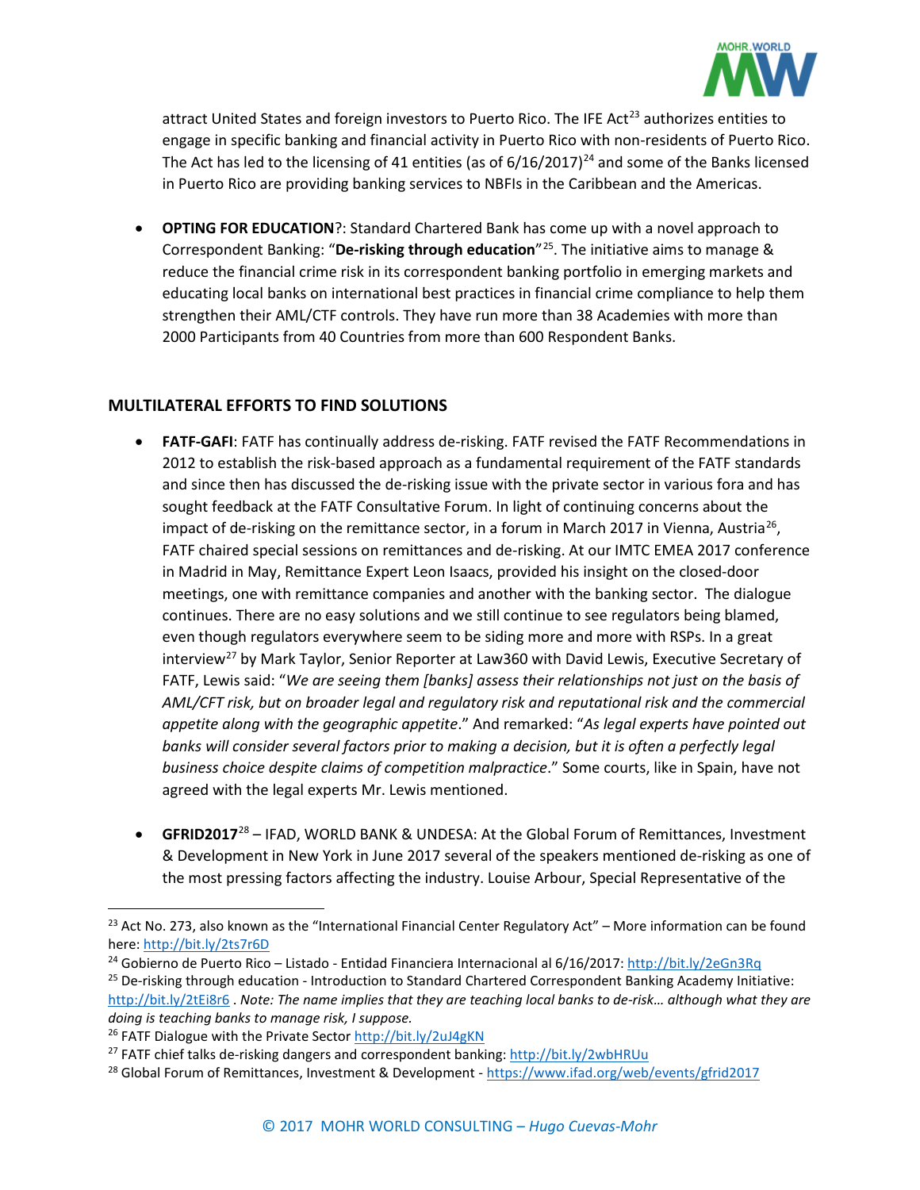attract United States and foreign investors to Puerto Rico. The IFE Act[23] authorizes entities to engage in specific banking and financial activity in Puerto Rico with non-residents of Puerto Rico. The Act has led to the licensing of 41 entities (as of 6/16/2017)[24] and some of the Banks licensed in Puerto Rico are providing banking services to NBFIs in the Caribbean and the Americas.

- **OPTING FOR EDUCATION**?: Standard Chartered Bank has come up with a novel approach to Correspondent Banking: "**De-risking through education**"[25]. The initiative aims to manage & reduce the financial crime risk in its correspondent banking portfolio in emerging markets and educating local banks on international best practices in financial crime compliance to help them strengthen their AML/CTF controls. They have run more than 38 Academies with more than 2000 Participants from 40 Countries from more than 600 Respondent Banks.

## MULTILATERAL EFFORTS TO FIND SOLUTIONS

- **FATF-GAFI**: FATF has continually address de-risking. FATF revised the FATF Recommendations in 2012 to establish the risk-based approach as a fundamental requirement of the FATF standards and since then has discussed the de-risking issue with the private sector in various fora and has sought feedback at the FATF Consultative Forum. In light of continuing concerns about the impact of de-risking on the remittance sector, in a forum in March 2017 in Vienna, Austria[26], FATF chaired special sessions on remittances and de-risking. At our IMTC EMEA 2017 conference in Madrid in May, Remittance Expert Leon Isaacs, provided his insight on the closed-door meetings, one with remittance companies and another with the banking sector. The dialogue continues. There are no easy solutions and we still continue to see regulators being blamed, even though regulators everywhere seem to be siding more and more with RSPs. In a great interview[27] by Mark Taylor, Senior Reporter at Law360 with David Lewis, Executive Secretary of FATF, Lewis said: "*We are seeing them [banks] assess their relationships not just on the basis of AML/CFT risk, but on broader legal and regulatory risk and reputational risk and the commercial appetite along with the geographic appetite*." And remarked: "*As legal experts have pointed out banks will consider several factors prior to making a decision, but it is often a perfectly legal business choice despite claims of competition malpractice*." Some courts, like in Spain, have not agreed with the legal experts Mr. Lewis mentioned.

- **GFRID2017**[28] – IFAD, WORLD BANK & UNDESA: At the Global Forum of Remittances, Investment & Development in New York in June 2017 several of the speakers mentioned de-risking as one of the most pressing factors affecting the industry. Louise Arbour, Special Representative of the

---

[23] Act No. 273, also known as the "International Financial Center Regulatory Act" – More information can be found here: http://bit.ly/2ts7r6D

[24] Gobierno de Puerto Rico – Listado - Entidad Financiera Internacional al 6/16/2017: http://bit.ly/2eGn3Rq

[25] De-risking through education - Introduction to Standard Chartered Correspondent Banking Academy Initiative: http://bit.ly/2tEi8r6 . *Note: The name implies that they are teaching local banks to de-risk… although what they are doing is teaching banks to manage risk, I suppose.*

[26] FATF Dialogue with the Private Sector http://bit.ly/2uJ4gKN

[27] FATF chief talks de-risking dangers and correspondent banking: http://bit.ly/2wbHRUu

[28] Global Forum of Remittances, Investment & Development - https://www.ifad.org/web/events/gfrid2017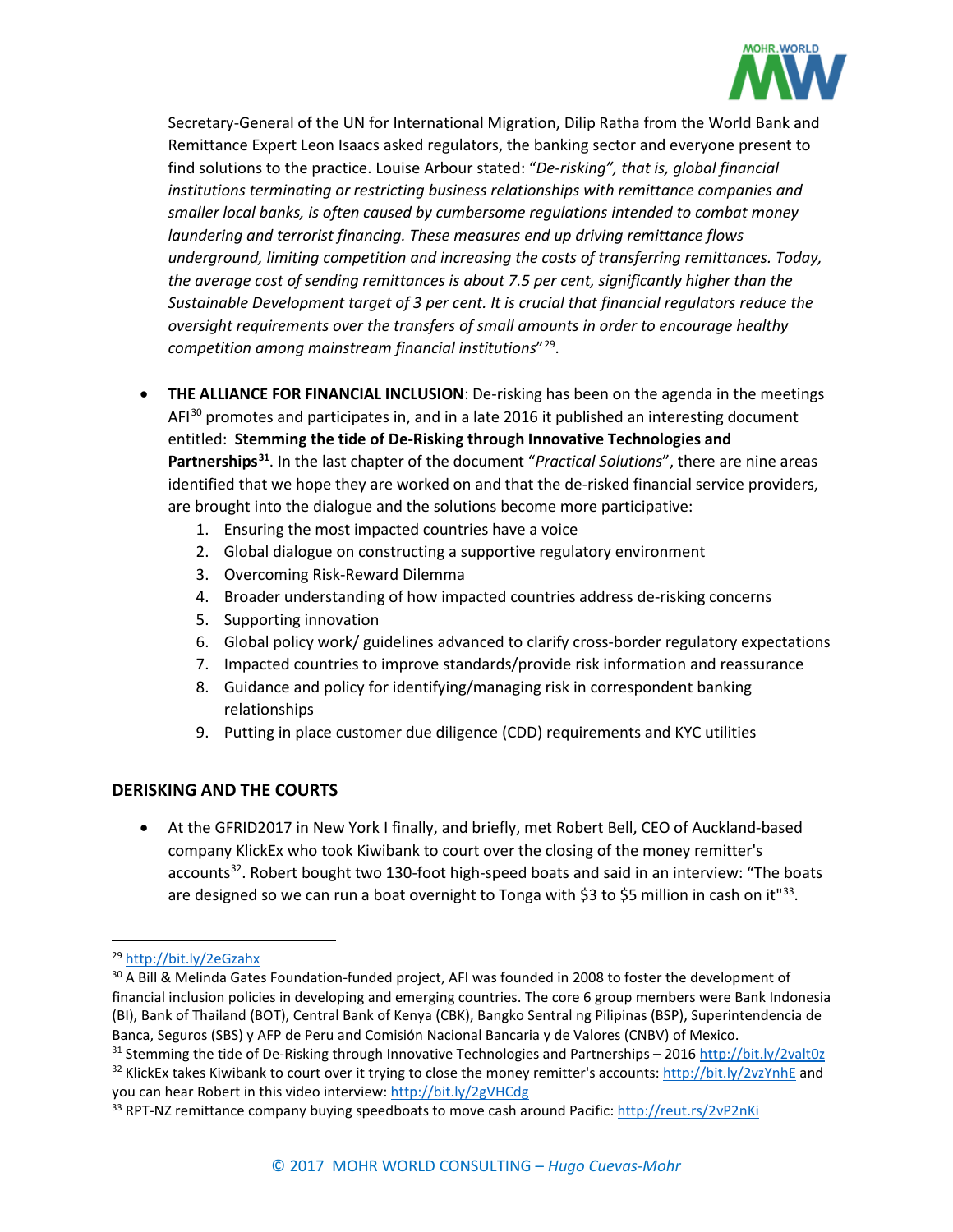Secretary-General of the UN for International Migration, Dilip Ratha from the World Bank and Remittance Expert Leon Isaacs asked regulators, the banking sector and everyone present to find solutions to the practice. Louise Arbour stated: "*De-risking", that is, global financial institutions terminating or restricting business relationships with remittance companies and smaller local banks, is often caused by cumbersome regulations intended to combat money laundering and terrorist financing. These measures end up driving remittance flows underground, limiting competition and increasing the costs of transferring remittances. Today, the average cost of sending remittances is about 7.5 per cent, significantly higher than the Sustainable Development target of 3 per cent. It is crucial that financial regulators reduce the oversight requirements over the transfers of small amounts in order to encourage healthy competition among mainstream financial institutions*"[29].

- **THE ALLIANCE FOR FINANCIAL INCLUSION**: De-risking has been on the agenda in the meetings AFI[30] promotes and participates in, and in a late 2016 it published an interesting document entitled: **Stemming the tide of De-Risking through Innovative Technologies and Partnerships[31]**. In the last chapter of the document "*Practical Solutions*", there are nine areas identified that we hope they are worked on and that the de-risked financial service providers, are brought into the dialogue and the solutions become more participative:
    1. Ensuring the most impacted countries have a voice
    2. Global dialogue on constructing a supportive regulatory environment
    3. Overcoming Risk-Reward Dilemma
    4. Broader understanding of how impacted countries address de-risking concerns
    5. Supporting innovation
    6. Global policy work/ guidelines advanced to clarify cross-border regulatory expectations
    7. Impacted countries to improve standards/provide risk information and reassurance
    8. Guidance and policy for identifying/managing risk in correspondent banking relationships
    9. Putting in place customer due diligence (CDD) requirements and KYC utilities

## DERISKING AND THE COURTS

- At the GFRID2017 in New York I finally, and briefly, met Robert Bell, CEO of Auckland-based company KlickEx who took Kiwibank to court over the closing of the money remitter's accounts[32]. Robert bought two 130-foot high-speed boats and said in an interview: "The boats are designed so we can run a boat overnight to Tonga with $3 to $5 million in cash on it"[33].

---

[29] http://bit.ly/2eGzahx

[30] A Bill & Melinda Gates Foundation-funded project, AFI was founded in 2008 to foster the development of financial inclusion policies in developing and emerging countries. The core 6 group members were Bank Indonesia (BI), Bank of Thailand (BOT), Central Bank of Kenya (CBK), Bangko Sentral ng Pilipinas (BSP), Superintendencia de Banca, Seguros (SBS) y AFP de Peru and Comisión Nacional Bancaria y de Valores (CNBV) of Mexico.

[31] Stemming the tide of De-Risking through Innovative Technologies and Partnerships – 2016 http://bit.ly/2valt0z

[32] KlickEx takes Kiwibank to court over it trying to close the money remitter's accounts: http://bit.ly/2vzYnhE and you can hear Robert in this video interview: http://bit.ly/2gVHCdg

[33] RPT-NZ remittance company buying speedboats to move cash around Pacific: http://reut.rs/2vP2nKi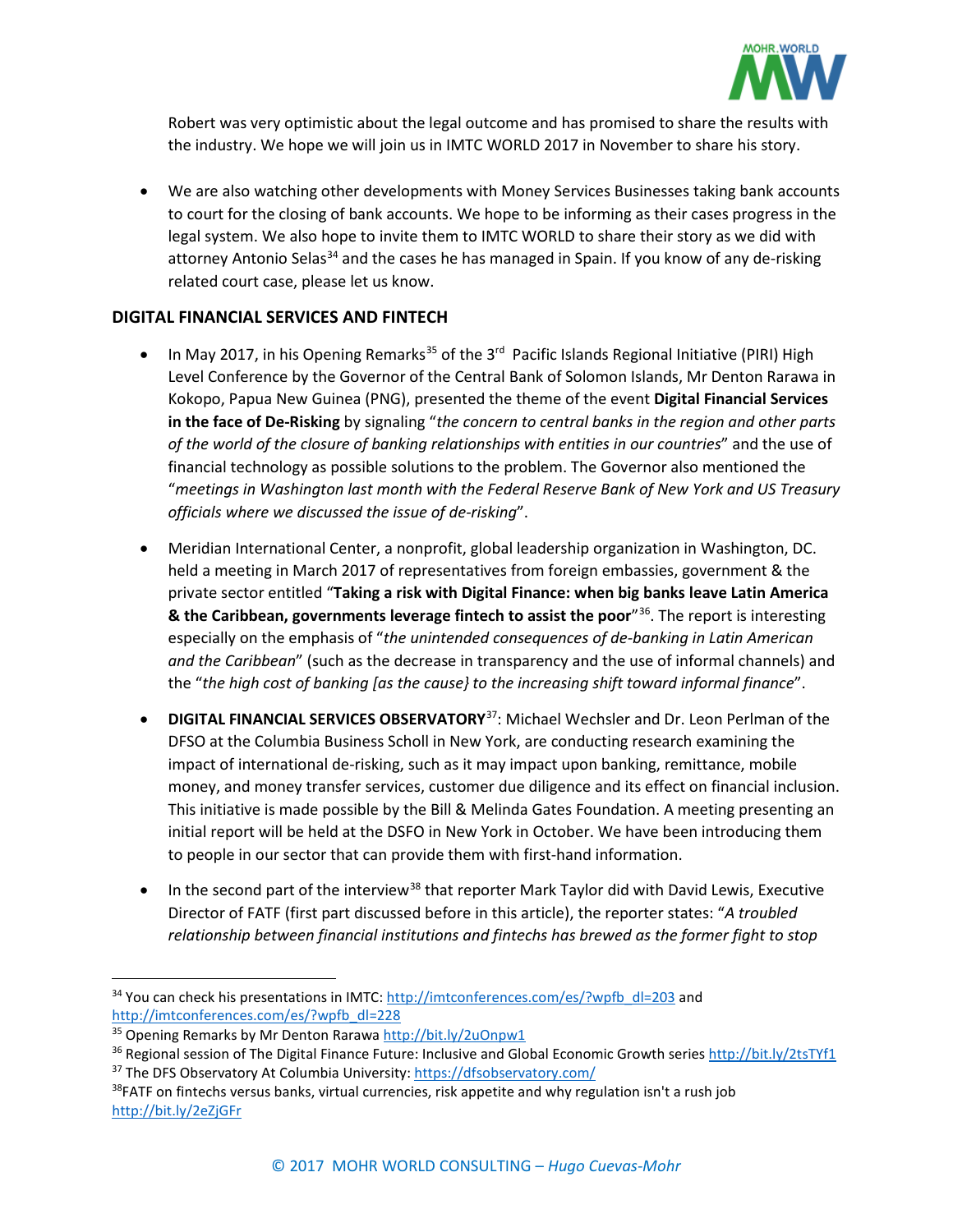Robert was very optimistic about the legal outcome and has promised to share the results with the industry. We hope we will join us in IMTC WORLD 2017 in November to share his story.

- We are also watching other developments with Money Services Businesses taking bank accounts to court for the closing of bank accounts. We hope to be informing as their cases progress in the legal system. We also hope to invite them to IMTC WORLD to share their story as we did with attorney Antonio Selas[34] and the cases he has managed in Spain. If you know of any de-risking related court case, please let us know.

## DIGITAL FINANCIAL SERVICES AND FINTECH

- In May 2017, in his Opening Remarks[35] of the 3rd Pacific Islands Regional Initiative (PIRI) High Level Conference by the Governor of the Central Bank of Solomon Islands, Mr Denton Rarawa in Kokopo, Papua New Guinea (PNG), presented the theme of the event **Digital Financial Services in the face of De-Risking** by signaling "*the concern to central banks in the region and other parts of the world of the closure of banking relationships with entities in our countries*" and the use of financial technology as possible solutions to the problem. The Governor also mentioned the "*meetings in Washington last month with the Federal Reserve Bank of New York and US Treasury officials where we discussed the issue of de-risking*".

- Meridian International Center, a nonprofit, global leadership organization in Washington, DC. held a meeting in March 2017 of representatives from foreign embassies, government & the private sector entitled "**Taking a risk with Digital Finance: when big banks leave Latin America & the Caribbean, governments leverage fintech to assist the poor**"[36]. The report is interesting especially on the emphasis of "*the unintended consequences of de-banking in Latin American and the Caribbean*" (such as the decrease in transparency and the use of informal channels) and the "*the high cost of banking [as the cause} to the increasing shift toward informal finance*".

- **DIGITAL FINANCIAL SERVICES OBSERVATORY**[37]: Michael Wechsler and Dr. Leon Perlman of the DFSO at the Columbia Business Scholl in New York, are conducting research examining the impact of international de-risking, such as it may impact upon banking, remittance, mobile money, and money transfer services, customer due diligence and its effect on financial inclusion. This initiative is made possible by the Bill & Melinda Gates Foundation. A meeting presenting an initial report will be held at the DSFO in New York in October. We have been introducing them to people in our sector that can provide them with first-hand information.

- In the second part of the interview[38] that reporter Mark Taylor did with David Lewis, Executive Director of FATF (first part discussed before in this article), the reporter states: "*A troubled relationship between financial institutions and fintechs has brewed as the former fight to stop*

---

[34] You can check his presentations in IMTC: http://imtconferences.com/es/?wpfb_dl=203 and http://imtconferences.com/es/?wpfb_dl=228

[35] Opening Remarks by Mr Denton Rarawa http://bit.ly/2uOnpw1

[36] Regional session of The Digital Finance Future: Inclusive and Global Economic Growth series http://bit.ly/2tsTYf1

[37] The DFS Observatory At Columbia University: https://dfsobservatory.com/

[38] FATF on fintechs versus banks, virtual currencies, risk appetite and why regulation isn't a rush job http://bit.ly/2eZjGFr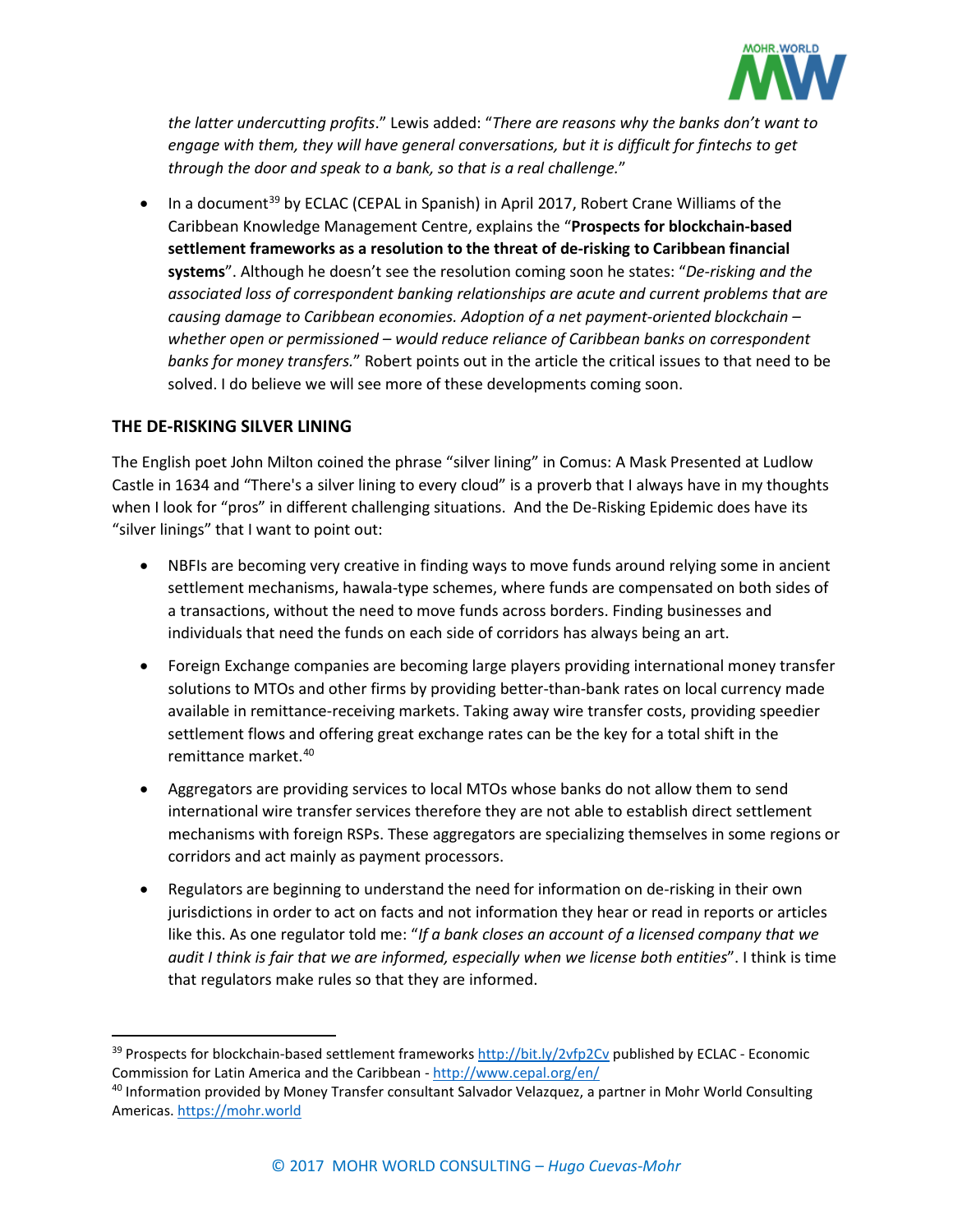*the latter undercutting profits*." Lewis added: "*There are reasons why the banks don't want to engage with them, they will have general conversations, but it is difficult for fintechs to get through the door and speak to a bank, so that is a real challenge.*"

- In a document[39] by ECLAC (CEPAL in Spanish) in April 2017, Robert Crane Williams of the Caribbean Knowledge Management Centre, explains the "**Prospects for blockchain-based settlement frameworks as a resolution to the threat of de-risking to Caribbean financial systems**". Although he doesn't see the resolution coming soon he states: "*De-risking and the associated loss of correspondent banking relationships are acute and current problems that are causing damage to Caribbean economies. Adoption of a net payment-oriented blockchain – whether open or permissioned – would reduce reliance of Caribbean banks on correspondent banks for money transfers.*" Robert points out in the article the critical issues to that need to be solved. I do believe we will see more of these developments coming soon.

## THE DE-RISKING SILVER LINING

The English poet John Milton coined the phrase "silver lining" in Comus: A Mask Presented at Ludlow Castle in 1634 and "There's a silver lining to every cloud" is a proverb that I always have in my thoughts when I look for "pros" in different challenging situations. And the De-Risking Epidemic does have its "silver linings" that I want to point out:

- NBFIs are becoming very creative in finding ways to move funds around relying some in ancient settlement mechanisms, hawala-type schemes, where funds are compensated on both sides of a transactions, without the need to move funds across borders. Finding businesses and individuals that need the funds on each side of corridors has always being an art.
- Foreign Exchange companies are becoming large players providing international money transfer solutions to MTOs and other firms by providing better-than-bank rates on local currency made available in remittance-receiving markets. Taking away wire transfer costs, providing speedier settlement flows and offering great exchange rates can be the key for a total shift in the remittance market.[40]
- Aggregators are providing services to local MTOs whose banks do not allow them to send international wire transfer services therefore they are not able to establish direct settlement mechanisms with foreign RSPs. These aggregators are specializing themselves in some regions or corridors and act mainly as payment processors.
- Regulators are beginning to understand the need for information on de-risking in their own jurisdictions in order to act on facts and not information they hear or read in reports or articles like this. As one regulator told me: "*If a bank closes an account of a licensed company that we audit I think is fair that we are informed, especially when we license both entities*". I think is time that regulators make rules so that they are informed.

---

[39] Prospects for blockchain-based settlement frameworks http://bit.ly/2vfp2Cv published by ECLAC - Economic Commission for Latin America and the Caribbean - http://www.cepal.org/en/

[40] Information provided by Money Transfer consultant Salvador Velazquez, a partner in Mohr World Consulting Americas. https://mohr.world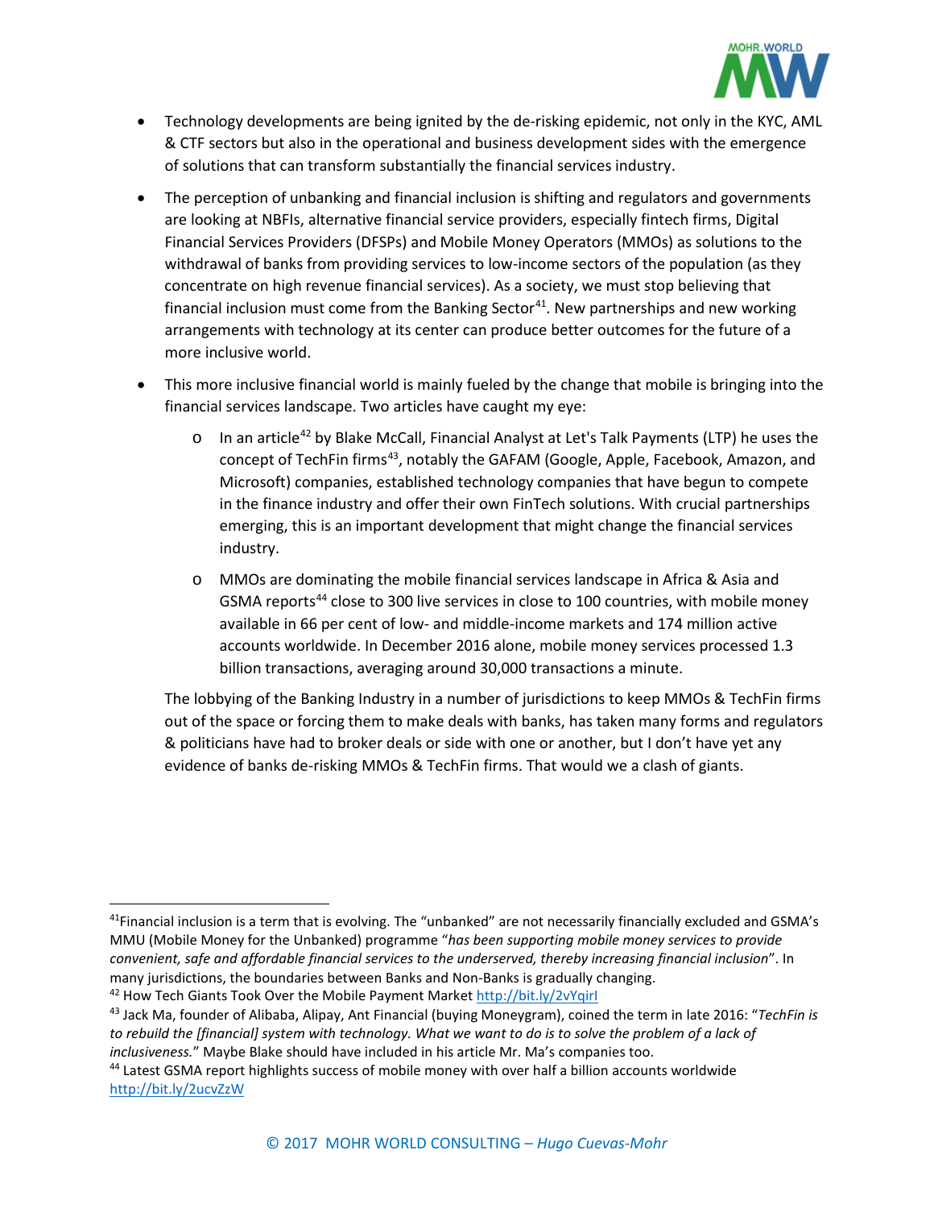- Technology developments are being ignited by the de-risking epidemic, not only in the KYC, AML & CTF sectors but also in the operational and business development sides with the emergence of solutions that can transform substantially the financial services industry.

- The perception of unbanking and financial inclusion is shifting and regulators and governments are looking at NBFIs, alternative financial service providers, especially fintech firms, Digital Financial Services Providers (DFSPs) and Mobile Money Operators (MMOs) as solutions to the withdrawal of banks from providing services to low-income sectors of the population (as they concentrate on high revenue financial services). As a society, we must stop believing that financial inclusion must come from the Banking Sector[41]. New partnerships and new working arrangements with technology at its center can produce better outcomes for the future of a more inclusive world.

- This more inclusive financial world is mainly fueled by the change that mobile is bringing into the financial services landscape. Two articles have caught my eye:

  - In an article[42] by Blake McCall, Financial Analyst at Let's Talk Payments (LTP) he uses the concept of TechFin firms[43], notably the GAFAM (Google, Apple, Facebook, Amazon, and Microsoft) companies, established technology companies that have begun to compete in the finance industry and offer their own FinTech solutions. With crucial partnerships emerging, this is an important development that might change the financial services industry.

  - MMOs are dominating the mobile financial services landscape in Africa & Asia and GSMA reports[44] close to 300 live services in close to 100 countries, with mobile money available in 66 per cent of low- and middle-income markets and 174 million active accounts worldwide. In December 2016 alone, mobile money services processed 1.3 billion transactions, averaging around 30,000 transactions a minute.

  The lobbying of the Banking Industry in a number of jurisdictions to keep MMOs & TechFin firms out of the space or forcing them to make deals with banks, has taken many forms and regulators & politicians have had to broker deals or side with one or another, but I don't have yet any evidence of banks de-risking MMOs & TechFin firms. That would we a clash of giants.

---

[41] Financial inclusion is a term that is evolving. The "unbanked" are not necessarily financially excluded and GSMA's MMU (Mobile Money for the Unbanked) programme "*has been supporting mobile money services to provide convenient, safe and affordable financial services to the underserved, thereby increasing financial inclusion*". In many jurisdictions, the boundaries between Banks and Non-Banks is gradually changing.

[42] How Tech Giants Took Over the Mobile Payment Market http://bit.ly/2vYqirI

[43] Jack Ma, founder of Alibaba, Alipay, Ant Financial (buying Moneygram), coined the term in late 2016: "*TechFin is to rebuild the [financial] system with technology. What we want to do is to solve the problem of a lack of inclusiveness.*" Maybe Blake should have included in his article Mr. Ma's companies too.

[44] Latest GSMA report highlights success of mobile money with over half a billion accounts worldwide http://bit.ly/2ucvZzW